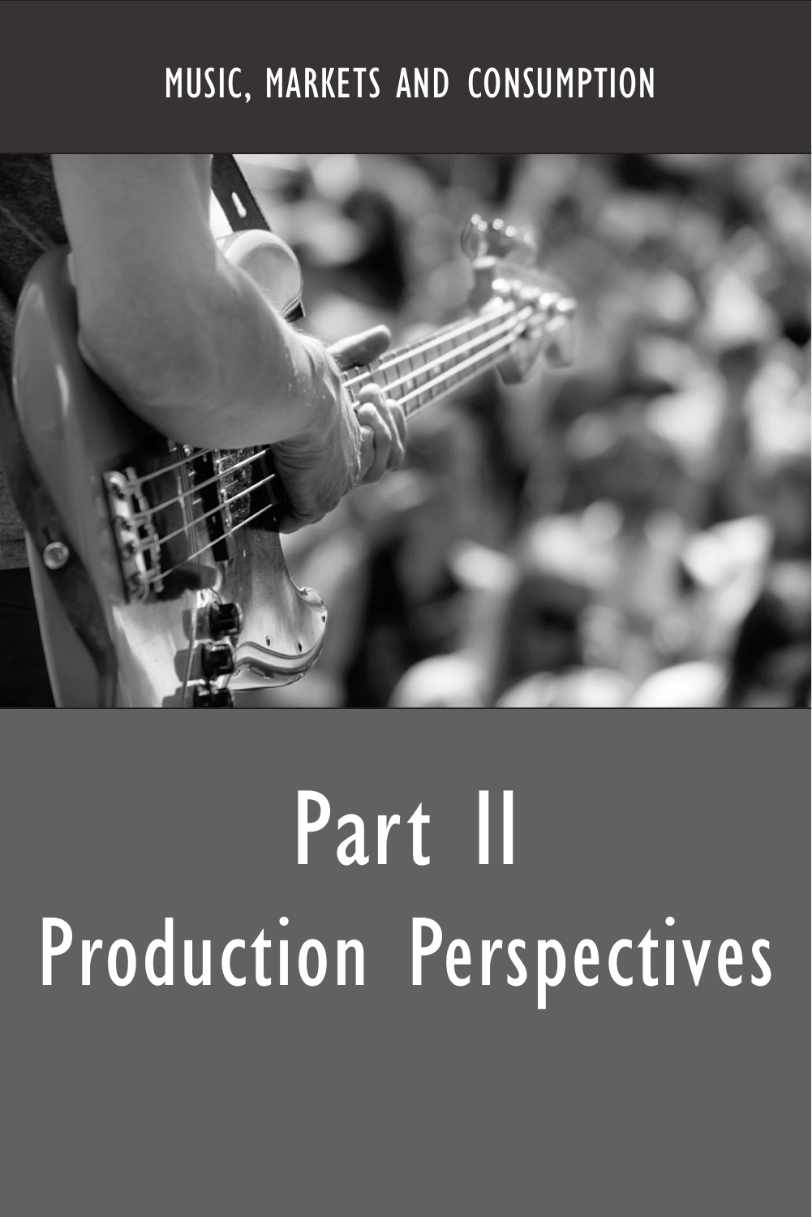MUSIC, MARKETS AND CONSUMPTION

# Part II
# Production Perspectives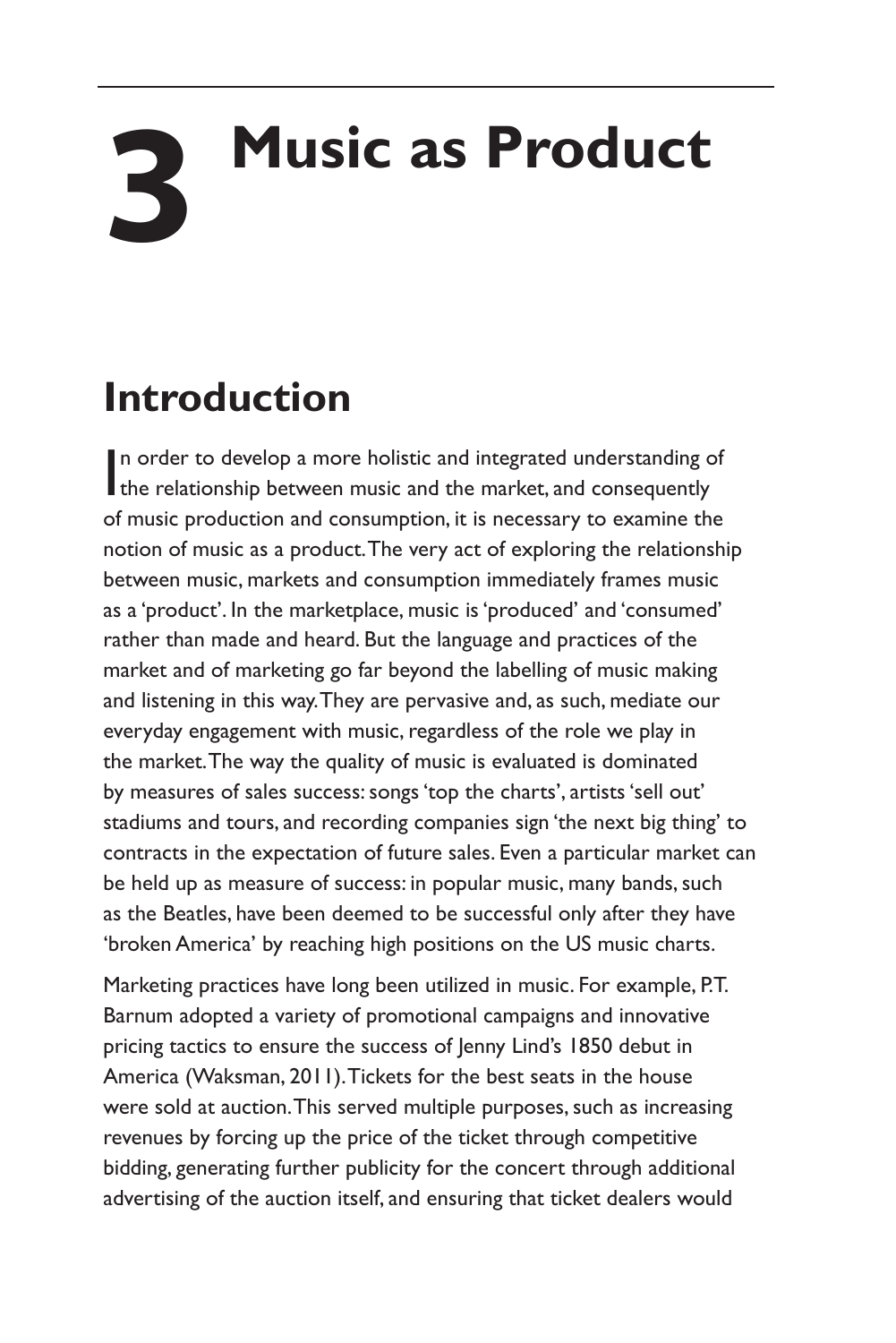# 3 Music as Product

## Introduction

In order to develop a more holistic and integrated understanding of the relationship between music and the market, and consequently of music production and consumption, it is necessary to examine the notion of music as a product. The very act of exploring the relationship between music, markets and consumption immediately frames music as a 'product'. In the marketplace, music is 'produced' and 'consumed' rather than made and heard. But the language and practices of the market and of marketing go far beyond the labelling of music making and listening in this way. They are pervasive and, as such, mediate our everyday engagement with music, regardless of the role we play in the market. The way the quality of music is evaluated is dominated by measures of sales success: songs 'top the charts', artists 'sell out' stadiums and tours, and recording companies sign 'the next big thing' to contracts in the expectation of future sales. Even a particular market can be held up as measure of success: in popular music, many bands, such as the Beatles, have been deemed to be successful only after they have 'broken America' by reaching high positions on the US music charts.

Marketing practices have long been utilized in music. For example, P.T. Barnum adopted a variety of promotional campaigns and innovative pricing tactics to ensure the success of Jenny Lind's 1850 debut in America (Waksman, 2011). Tickets for the best seats in the house were sold at auction. This served multiple purposes, such as increasing revenues by forcing up the price of the ticket through competitive bidding, generating further publicity for the concert through additional advertising of the auction itself, and ensuring that ticket dealers would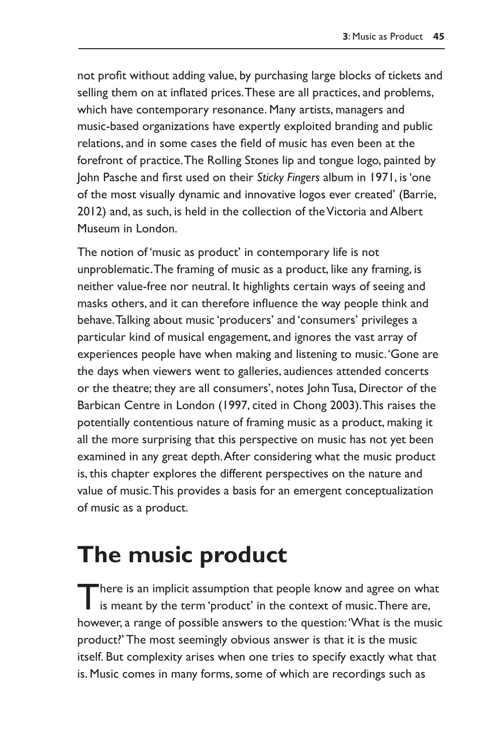not profit without adding value, by purchasing large blocks of tickets and selling them on at inflated prices. These are all practices, and problems, which have contemporary resonance. Many artists, managers and music-based organizations have expertly exploited branding and public relations, and in some cases the field of music has even been at the forefront of practice. The Rolling Stones lip and tongue logo, painted by John Pasche and first used on their *Sticky Fingers* album in 1971, is 'one of the most visually dynamic and innovative logos ever created' (Barrie, 2012) and, as such, is held in the collection of the Victoria and Albert Museum in London.

The notion of 'music as product' in contemporary life is not unproblematic. The framing of music as a product, like any framing, is neither value-free nor neutral. It highlights certain ways of seeing and masks others, and it can therefore influence the way people think and behave. Talking about music 'producers' and 'consumers' privileges a particular kind of musical engagement, and ignores the vast array of experiences people have when making and listening to music. 'Gone are the days when viewers went to galleries, audiences attended concerts or the theatre; they are all consumers', notes John Tusa, Director of the Barbican Centre in London (1997, cited in Chong 2003). This raises the potentially contentious nature of framing music as a product, making it all the more surprising that this perspective on music has not yet been examined in any great depth. After considering what the music product is, this chapter explores the different perspectives on the nature and value of music. This provides a basis for an emergent conceptualization of music as a product.

# The music product

There is an implicit assumption that people know and agree on what is meant by the term 'product' in the context of music. There are, however, a range of possible answers to the question: 'What is the music product?' The most seemingly obvious answer is that it is the music itself. But complexity arises when one tries to specify exactly what that is. Music comes in many forms, some of which are recordings such as